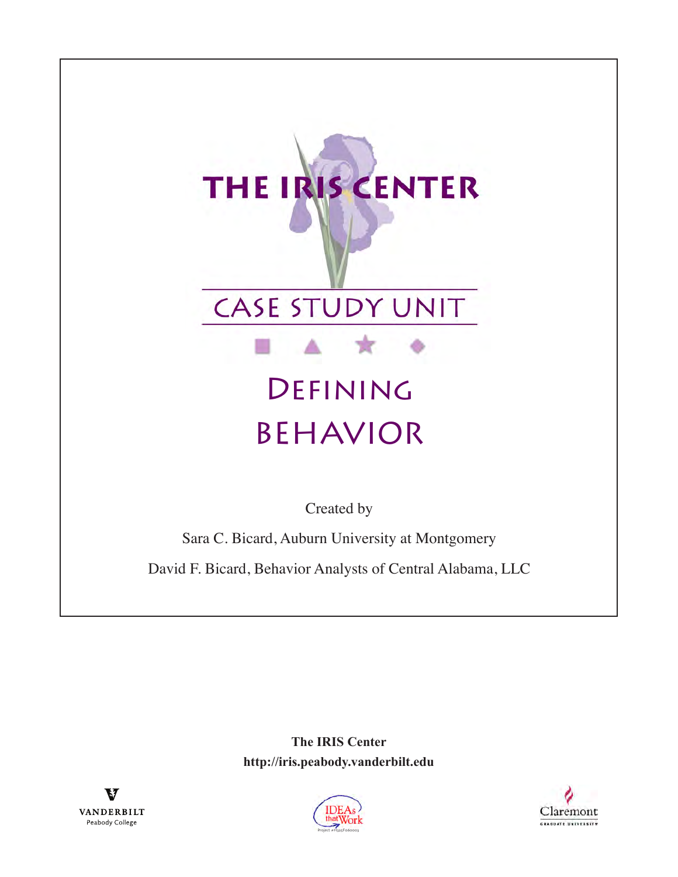# THE IRIS CENTER

## CASE STUDY UNIT

# DEFINING BEHAVIOR

Created by

Sara C. Bicard, Auburn University at Montgomery

David F. Bicard, Behavior Analysts of Central Alabama, LLC

**The IRIS Center**
**http://iris.peabody.vanderbilt.edu**

VANDERBILT
Peabody College

IDEAs that Work
Project #H325F060003

Claremont
GRADUATE UNIVERSITY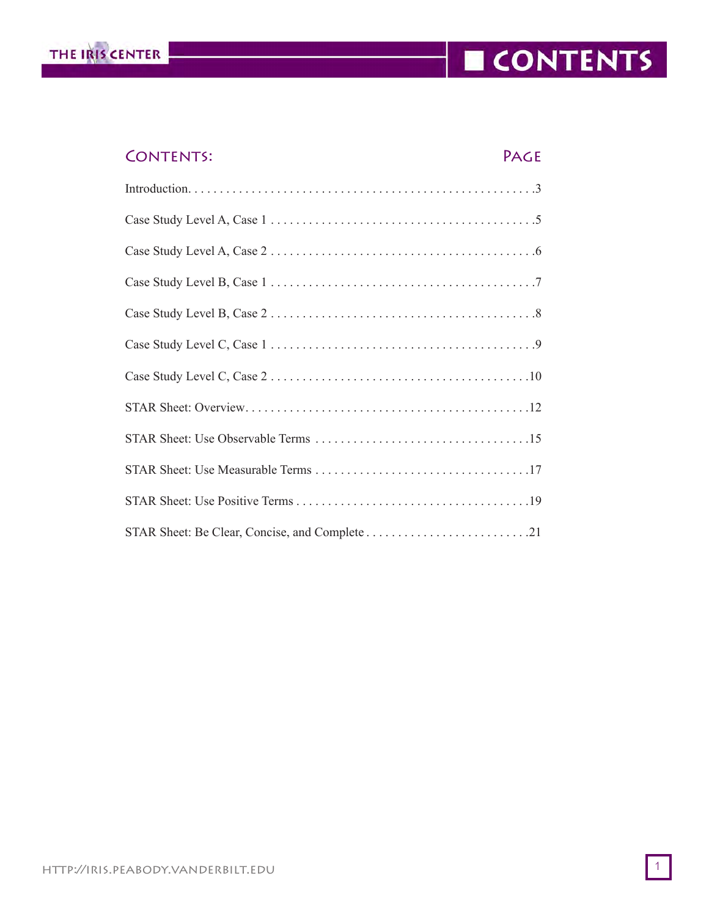# CONTENTS

| CONTENTS: | PAGE |
|---|---|
| Introduction | 3 |
| Case Study Level A, Case 1 | 5 |
| Case Study Level A, Case 2 | 6 |
| Case Study Level B, Case 1 | 7 |
| Case Study Level B, Case 2 | 8 |
| Case Study Level C, Case 1 | 9 |
| Case Study Level C, Case 2 | 10 |
| STAR Sheet: Overview | 12 |
| STAR Sheet: Use Observable Terms | 15 |
| STAR Sheet: Use Measurable Terms | 17 |
| STAR Sheet: Use Positive Terms | 19 |
| STAR Sheet: Be Clear, Concise, and Complete | 21 |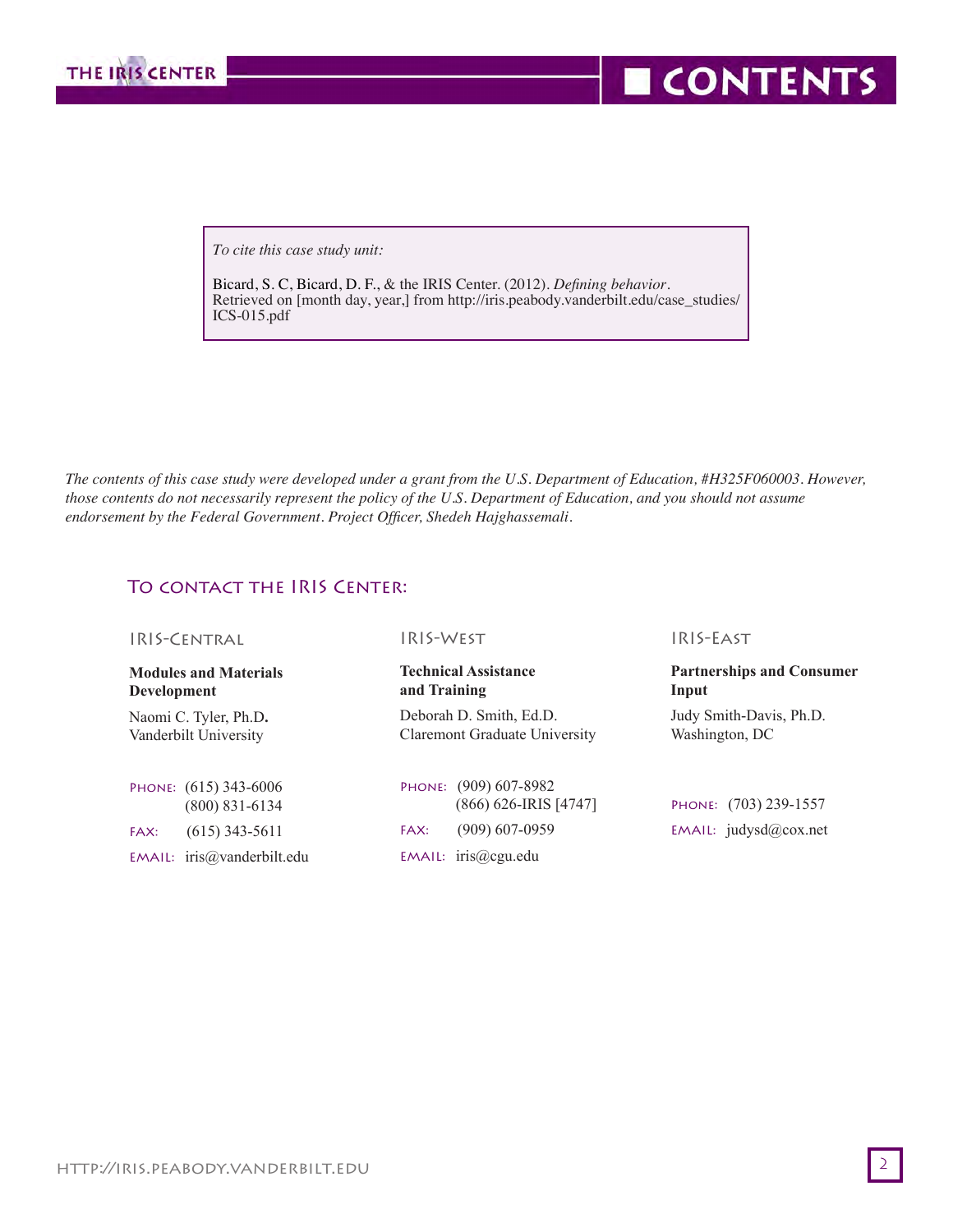*To cite this case study unit:*

Bicard, S. C, Bicard, D. F., & the IRIS Center. (2012). *Defining behavior*. Retrieved on [month day, year,] from http://iris.peabody.vanderbilt.edu/case_studies/ICS-015.pdf

*The contents of this case study were developed under a grant from the U.S. Department of Education, #H325F060003. However, those contents do not necessarily represent the policy of the U.S. Department of Education, and you should not assume endorsement by the Federal Government. Project Officer, Shedeh Hajghassemali.*

## To contact the IRIS Center:

### IRIS-Central

**Modules and Materials Development**

Naomi C. Tyler, Ph.D.
Vanderbilt University

Phone: (615) 343-6006
(800) 831-6134

Fax: (615) 343-5611

Email: iris@vanderbilt.edu

### IRIS-West

**Technical Assistance and Training**

Deborah D. Smith, Ed.D.
Claremont Graduate University

Phone: (909) 607-8982
(866) 626-IRIS [4747]

Fax: (909) 607-0959

Email: iris@cgu.edu

### IRIS-East

**Partnerships and Consumer Input**

Judy Smith-Davis, Ph.D.
Washington, DC

Phone: (703) 239-1557

Email: judysd@cox.net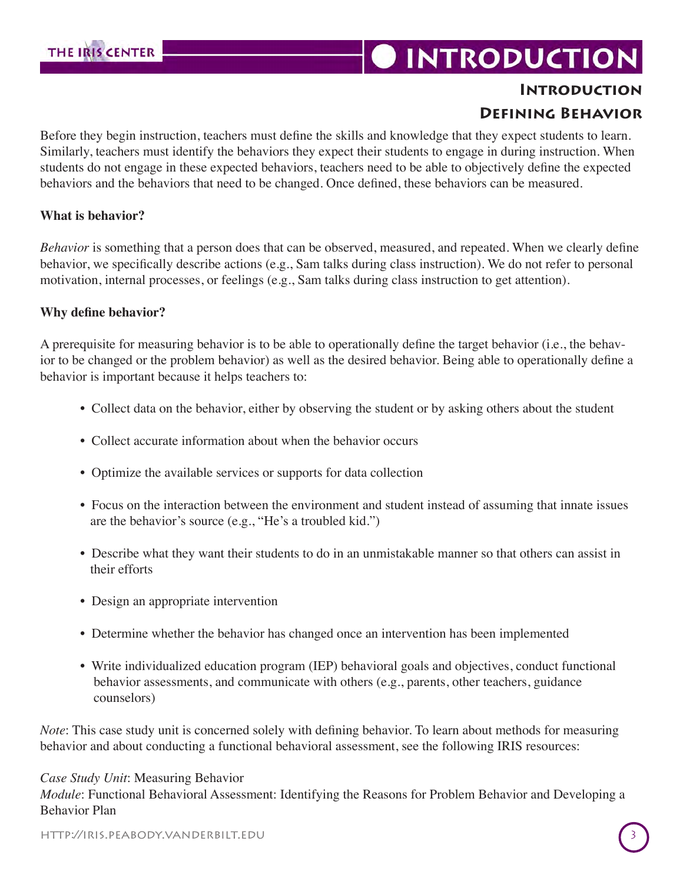## Introduction

### Defining Behavior

Before they begin instruction, teachers must define the skills and knowledge that they expect students to learn. Similarly, teachers must identify the behaviors they expect their students to engage in during instruction. When students do not engage in these expected behaviors, teachers need to be able to objectively define the expected behaviors and the behaviors that need to be changed. Once defined, these behaviors can be measured.

**What is behavior?**

*Behavior* is something that a person does that can be observed, measured, and repeated. When we clearly define behavior, we specifically describe actions (e.g., Sam talks during class instruction). We do not refer to personal motivation, internal processes, or feelings (e.g., Sam talks during class instruction to get attention).

**Why define behavior?**

A prerequisite for measuring behavior is to be able to operationally define the target behavior (i.e., the behavior to be changed or the problem behavior) as well as the desired behavior. Being able to operationally define a behavior is important because it helps teachers to:

- Collect data on the behavior, either by observing the student or by asking others about the student
- Collect accurate information about when the behavior occurs
- Optimize the available services or supports for data collection
- Focus on the interaction between the environment and student instead of assuming that innate issues are the behavior's source (e.g., "He's a troubled kid.")
- Describe what they want their students to do in an unmistakable manner so that others can assist in their efforts
- Design an appropriate intervention
- Determine whether the behavior has changed once an intervention has been implemented
- Write individualized education program (IEP) behavioral goals and objectives, conduct functional behavior assessments, and communicate with others (e.g., parents, other teachers, guidance counselors)

*Note*: This case study unit is concerned solely with defining behavior. To learn about methods for measuring behavior and about conducting a functional behavioral assessment, see the following IRIS resources:

*Case Study Unit*: Measuring Behavior
*Module*: Functional Behavioral Assessment: Identifying the Reasons for Problem Behavior and Developing a Behavior Plan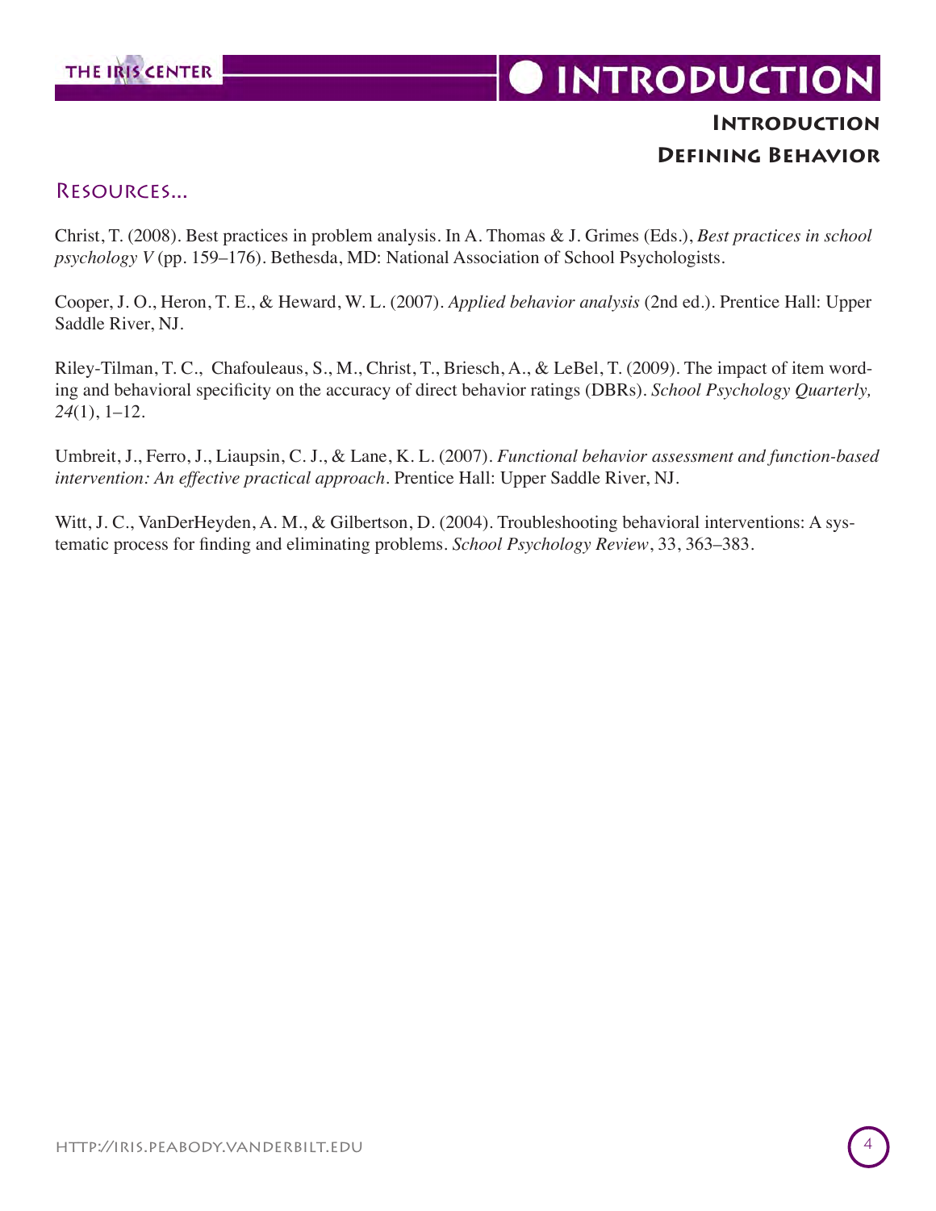## Introduction

## Defining Behavior

### Resources...

Christ, T. (2008). Best practices in problem analysis. In A. Thomas & J. Grimes (Eds.), *Best practices in school psychology V* (pp. 159–176). Bethesda, MD: National Association of School Psychologists.

Cooper, J. O., Heron, T. E., & Heward, W. L. (2007). *Applied behavior analysis* (2nd ed.). Prentice Hall: Upper Saddle River, NJ.

Riley-Tilman, T. C., Chafouleaus, S., M., Christ, T., Briesch, A., & LeBel, T. (2009). The impact of item wording and behavioral specificity on the accuracy of direct behavior ratings (DBRs). *School Psychology Quarterly, 24*(1), 1–12.

Umbreit, J., Ferro, J., Liaupsin, C. J., & Lane, K. L. (2007). *Functional behavior assessment and function-based intervention: An effective practical approach*. Prentice Hall: Upper Saddle River, NJ.

Witt, J. C., VanDerHeyden, A. M., & Gilbertson, D. (2004). Troubleshooting behavioral interventions: A systematic process for finding and eliminating problems. *School Psychology Review*, 33, 363–383.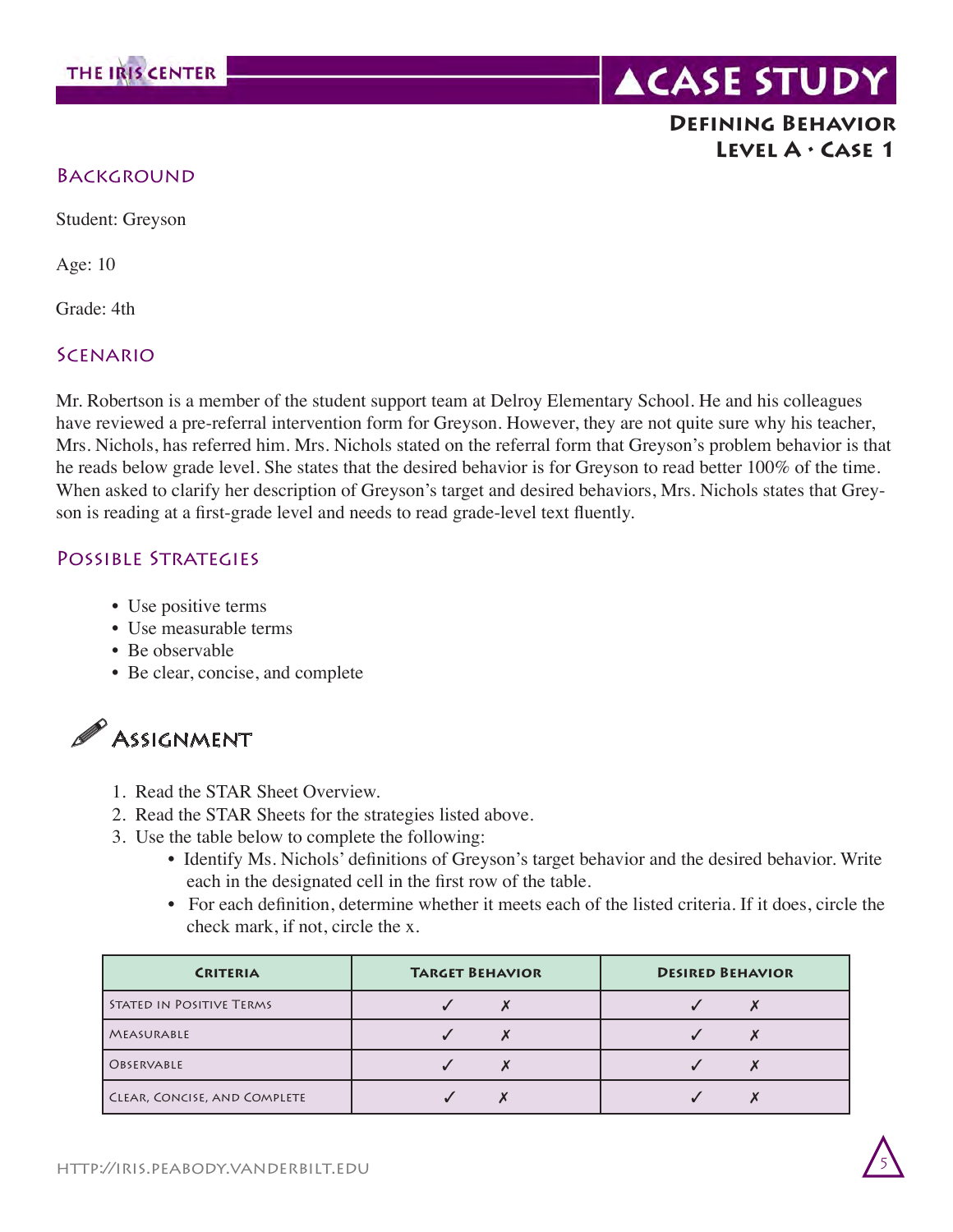## A CASE STUDY

### Defining Behavior
### Level A • Case 1

## Background

Student: Greyson

Age: 10

Grade: 4th

## Scenario

Mr. Robertson is a member of the student support team at Delroy Elementary School. He and his colleagues have reviewed a pre-referral intervention form for Greyson. However, they are not quite sure why his teacher, Mrs. Nichols, has referred him. Mrs. Nichols stated on the referral form that Greyson's problem behavior is that he reads below grade level. She states that the desired behavior is for Greyson to read better 100% of the time. When asked to clarify her description of Greyson's target and desired behaviors, Mrs. Nichols states that Greyson is reading at a first-grade level and needs to read grade-level text fluently.

## Possible Strategies

- Use positive terms
- Use measurable terms
- Be observable
- Be clear, concise, and complete

## Assignment

1. Read the STAR Sheet Overview.
2. Read the STAR Sheets for the strategies listed above.
3. Use the table below to complete the following:
   - Identify Ms. Nichols' definitions of Greyson's target behavior and the desired behavior. Write each in the designated cell in the first row of the table.
   - For each definition, determine whether it meets each of the listed criteria. If it does, circle the check mark, if not, circle the x.

| Criteria | Target Behavior | Desired Behavior |
| --- | --- | --- |
| Stated in Positive Terms | ✓ ✗ | ✓ ✗ |
| Measurable | ✓ ✗ | ✓ ✗ |
| Observable | ✓ ✗ | ✓ ✗ |
| Clear, Concise, and Complete | ✓ ✗ | ✓ ✗ |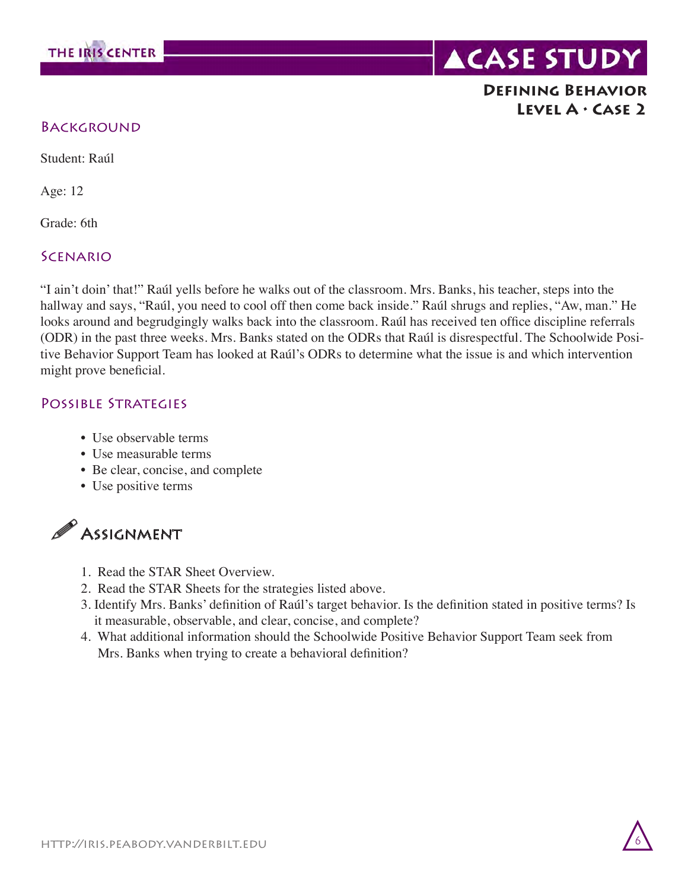# A Case Study

## Defining Behavior
## Level A • Case 2

### Background

Student: Raúl

Age: 12

Grade: 6th

### Scenario

"I ain't doin' that!" Raúl yells before he walks out of the classroom. Mrs. Banks, his teacher, steps into the hallway and says, "Raúl, you need to cool off then come back inside." Raúl shrugs and replies, "Aw, man." He looks around and begrudgingly walks back into the classroom. Raúl has received ten office discipline referrals (ODR) in the past three weeks. Mrs. Banks stated on the ODRs that Raúl is disrespectful. The Schoolwide Positive Behavior Support Team has looked at Raúl's ODRs to determine what the issue is and which intervention might prove beneficial.

### Possible Strategies

- Use observable terms
- Use measurable terms
- Be clear, concise, and complete
- Use positive terms

### Assignment

1. Read the STAR Sheet Overview.
2. Read the STAR Sheets for the strategies listed above.
3. Identify Mrs. Banks' definition of Raúl's target behavior. Is the definition stated in positive terms? Is it measurable, observable, and clear, concise, and complete?
4. What additional information should the Schoolwide Positive Behavior Support Team seek from Mrs. Banks when trying to create a behavioral definition?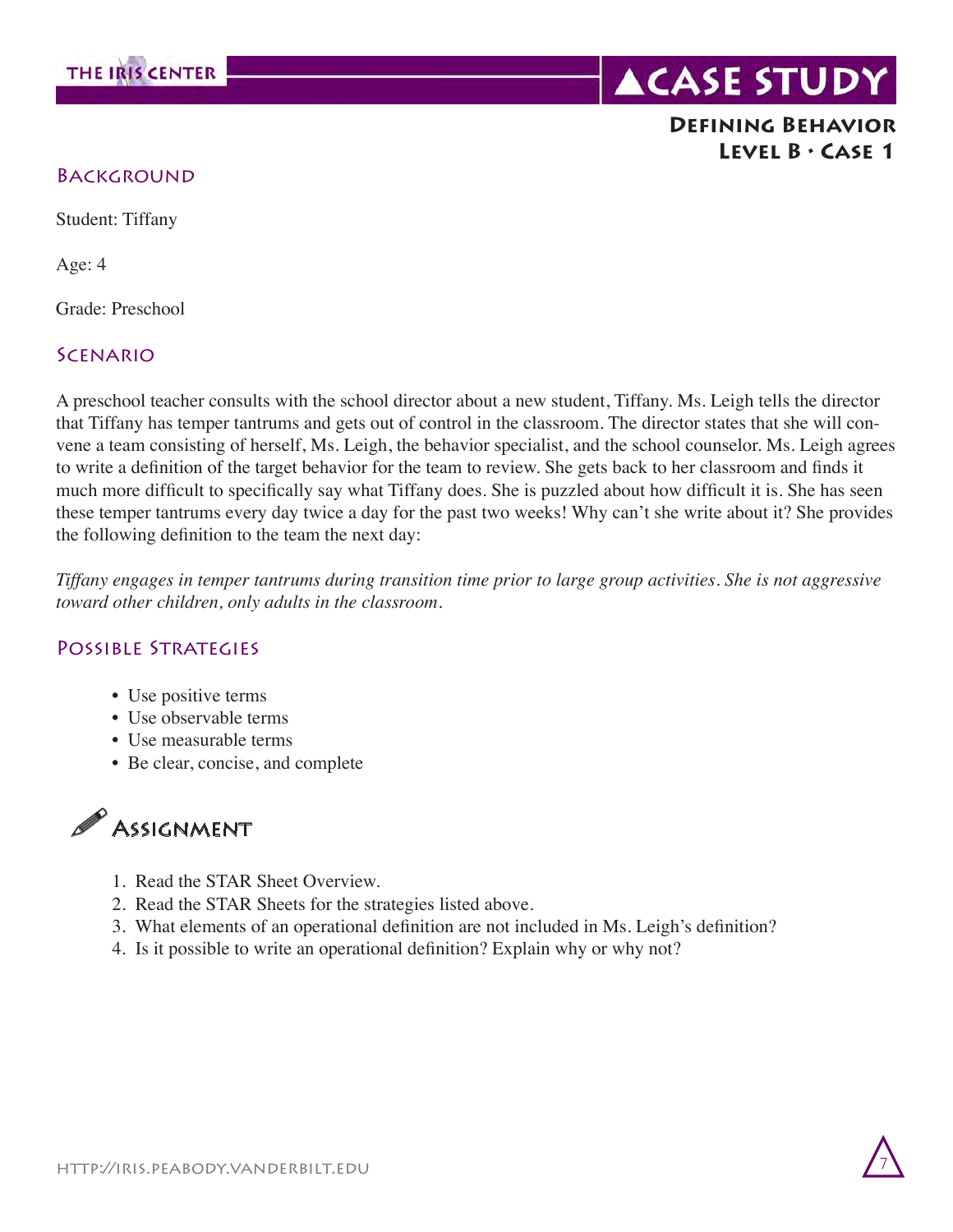# A Case Study

## Defining Behavior
## Level B • Case 1

### Background

Student: Tiffany

Age: 4

Grade: Preschool

### Scenario

A preschool teacher consults with the school director about a new student, Tiffany. Ms. Leigh tells the director that Tiffany has temper tantrums and gets out of control in the classroom. The director states that she will convene a team consisting of herself, Ms. Leigh, the behavior specialist, and the school counselor. Ms. Leigh agrees to write a definition of the target behavior for the team to review. She gets back to her classroom and finds it much more difficult to specifically say what Tiffany does. She is puzzled about how difficult it is. She has seen these temper tantrums every day twice a day for the past two weeks! Why can't she write about it? She provides the following definition to the team the next day:

*Tiffany engages in temper tantrums during transition time prior to large group activities. She is not aggressive toward other children, only adults in the classroom.*

### Possible Strategies

- Use positive terms
- Use observable terms
- Use measurable terms
- Be clear, concise, and complete

### Assignment

1. Read the STAR Sheet Overview.
2. Read the STAR Sheets for the strategies listed above.
3. What elements of an operational definition are not included in Ms. Leigh's definition?
4. Is it possible to write an operational definition? Explain why or why not?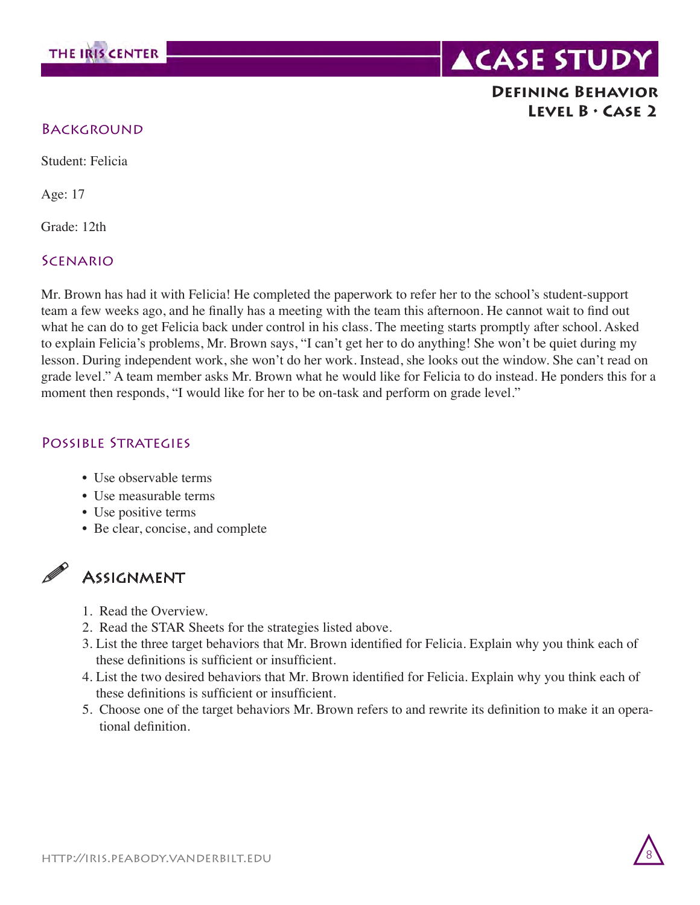# A Case Study

## Defining Behavior
## Level B • Case 2

### Background

Student: Felicia

Age: 17

Grade: 12th

### Scenario

Mr. Brown has had it with Felicia! He completed the paperwork to refer her to the school's student-support team a few weeks ago, and he finally has a meeting with the team this afternoon. He cannot wait to find out what he can do to get Felicia back under control in his class. The meeting starts promptly after school. Asked to explain Felicia's problems, Mr. Brown says, "I can't get her to do anything! She won't be quiet during my lesson. During independent work, she won't do her work. Instead, she looks out the window. She can't read on grade level." A team member asks Mr. Brown what he would like for Felicia to do instead. He ponders this for a moment then responds, "I would like for her to be on-task and perform on grade level."

### Possible Strategies

- Use observable terms
- Use measurable terms
- Use positive terms
- Be clear, concise, and complete

### Assignment

1. Read the Overview.
2. Read the STAR Sheets for the strategies listed above.
3. List the three target behaviors that Mr. Brown identified for Felicia. Explain why you think each of these definitions is sufficient or insufficient.
4. List the two desired behaviors that Mr. Brown identified for Felicia. Explain why you think each of these definitions is sufficient or insufficient.
5. Choose one of the target behaviors Mr. Brown refers to and rewrite its definition to make it an operational definition.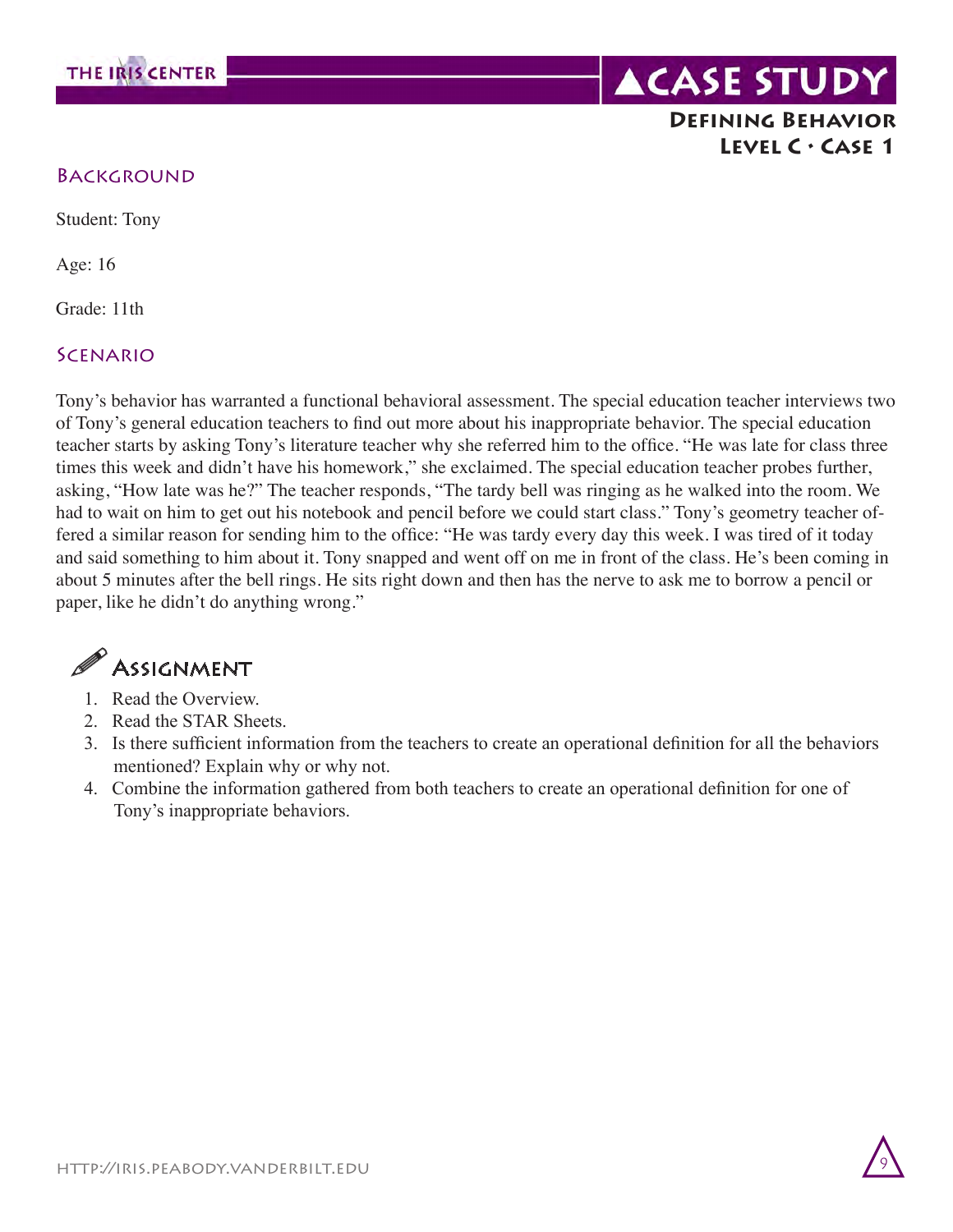# A Case Study

## Defining Behavior
## Level C • Case 1

### Background

Student: Tony

Age: 16

Grade: 11th

### Scenario

Tony's behavior has warranted a functional behavioral assessment. The special education teacher interviews two of Tony's general education teachers to find out more about his inappropriate behavior. The special education teacher starts by asking Tony's literature teacher why she referred him to the office. "He was late for class three times this week and didn't have his homework," she exclaimed. The special education teacher probes further, asking, "How late was he?" The teacher responds, "The tardy bell was ringing as he walked into the room. We had to wait on him to get out his notebook and pencil before we could start class." Tony's geometry teacher offered a similar reason for sending him to the office: "He was tardy every day this week. I was tired of it today and said something to him about it. Tony snapped and went off on me in front of the class. He's been coming in about 5 minutes after the bell rings. He sits right down and then has the nerve to ask me to borrow a pencil or paper, like he didn't do anything wrong."

### Assignment

1. Read the Overview.
2. Read the STAR Sheets.
3. Is there sufficient information from the teachers to create an operational definition for all the behaviors mentioned? Explain why or why not.
4. Combine the information gathered from both teachers to create an operational definition for one of Tony's inappropriate behaviors.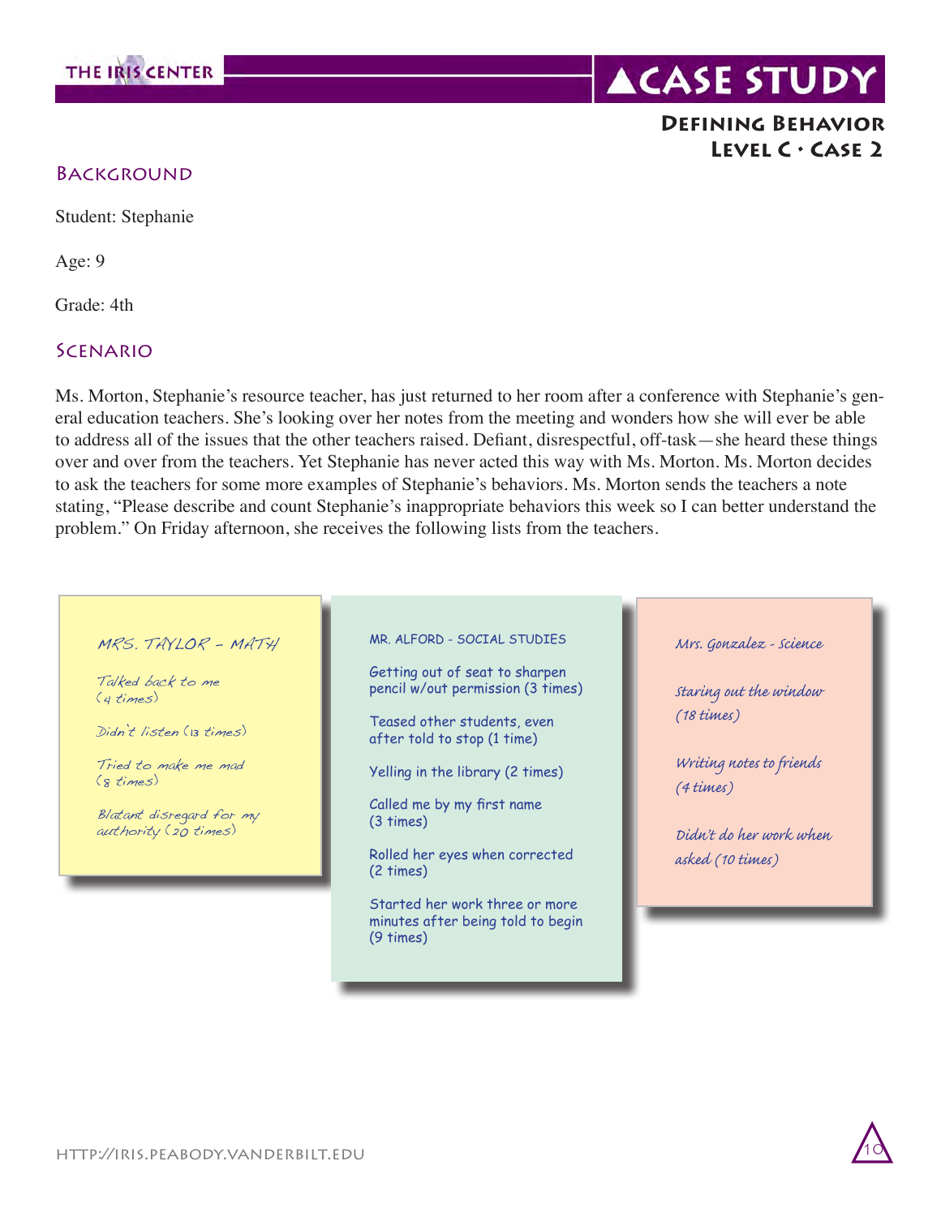# A Case Study

## Defining Behavior
## Level C • Case 2

### Background

Student: Stephanie

Age: 9

Grade: 4th

### Scenario

Ms. Morton, Stephanie's resource teacher, has just returned to her room after a conference with Stephanie's general education teachers. She's looking over her notes from the meeting and wonders how she will ever be able to address all of the issues that the other teachers raised. Defiant, disrespectful, off-task—she heard these things over and over from the teachers. Yet Stephanie has never acted this way with Ms. Morton. Ms. Morton decides to ask the teachers for some more examples of Stephanie's behaviors. Ms. Morton sends the teachers a note stating, "Please describe and count Stephanie's inappropriate behaviors this week so I can better understand the problem." On Friday afternoon, she receives the following lists from the teachers.

MRS. TAYLOR – MATH

Talked back to me (4 times)

Didn't listen (13 times)

Tried to make me mad (8 times)

Blatant disregard for my authority (20 times)

MR. ALFORD - SOCIAL STUDIES

Getting out of seat to sharpen pencil w/out permission (3 times)

Teased other students, even after told to stop (1 time)

Yelling in the library (2 times)

Called me by my first name (3 times)

Rolled her eyes when corrected (2 times)

Started her work three or more minutes after being told to begin (9 times)

Mrs. Gonzalez - Science

Staring out the window (18 times)

Writing notes to friends (4 times)

Didn't do her work when asked (10 times)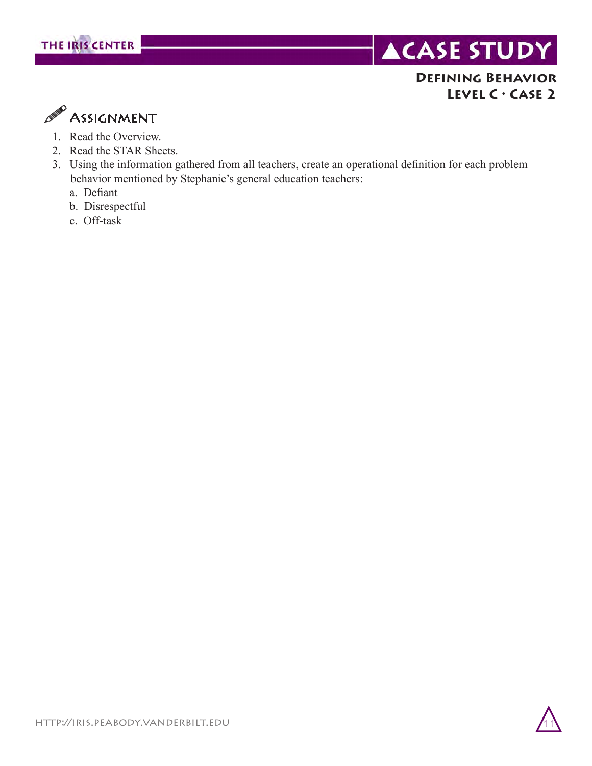## Assignment

1. Read the Overview.
2. Read the STAR Sheets.
3. Using the information gathered from all teachers, create an operational definition for each problem behavior mentioned by Stephanie's general education teachers:
   a. Defiant
   b. Disrespectful
   c. Off-task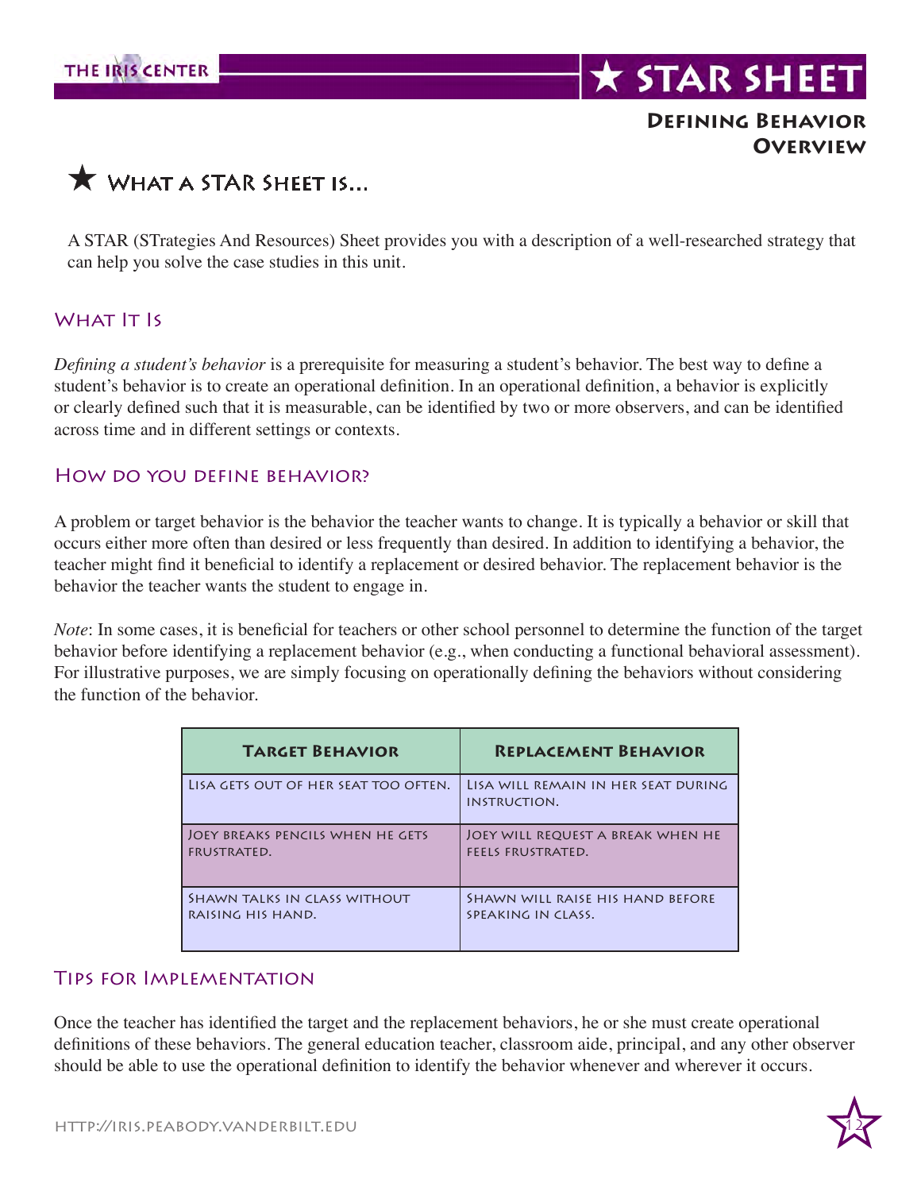# STAR SHEET

## Defining Behavior Overview

### ★ What a STAR Sheet is...

A STAR (STrategies And Resources) Sheet provides you with a description of a well-researched strategy that can help you solve the case studies in this unit.

### What It Is

*Defining a student's behavior* is a prerequisite for measuring a student's behavior. The best way to define a student's behavior is to create an operational definition. In an operational definition, a behavior is explicitly or clearly defined such that it is measurable, can be identified by two or more observers, and can be identified across time and in different settings or contexts.

### How do you define behavior?

A problem or target behavior is the behavior the teacher wants to change. It is typically a behavior or skill that occurs either more often than desired or less frequently than desired. In addition to identifying a behavior, the teacher might find it beneficial to identify a replacement or desired behavior. The replacement behavior is the behavior the teacher wants the student to engage in.

*Note*: In some cases, it is beneficial for teachers or other school personnel to determine the function of the target behavior before identifying a replacement behavior (e.g., when conducting a functional behavioral assessment). For illustrative purposes, we are simply focusing on operationally defining the behaviors without considering the function of the behavior.

| Target Behavior | Replacement Behavior |
|---|---|
| Lisa gets out of her seat too often. | Lisa will remain in her seat during instruction. |
| Joey breaks pencils when he gets frustrated. | Joey will request a break when he feels frustrated. |
| Shawn talks in class without raising his hand. | Shawn will raise his hand before speaking in class. |

### Tips for Implementation

Once the teacher has identified the target and the replacement behaviors, he or she must create operational definitions of these behaviors. The general education teacher, classroom aide, principal, and any other observer should be able to use the operational definition to identify the behavior whenever and wherever it occurs.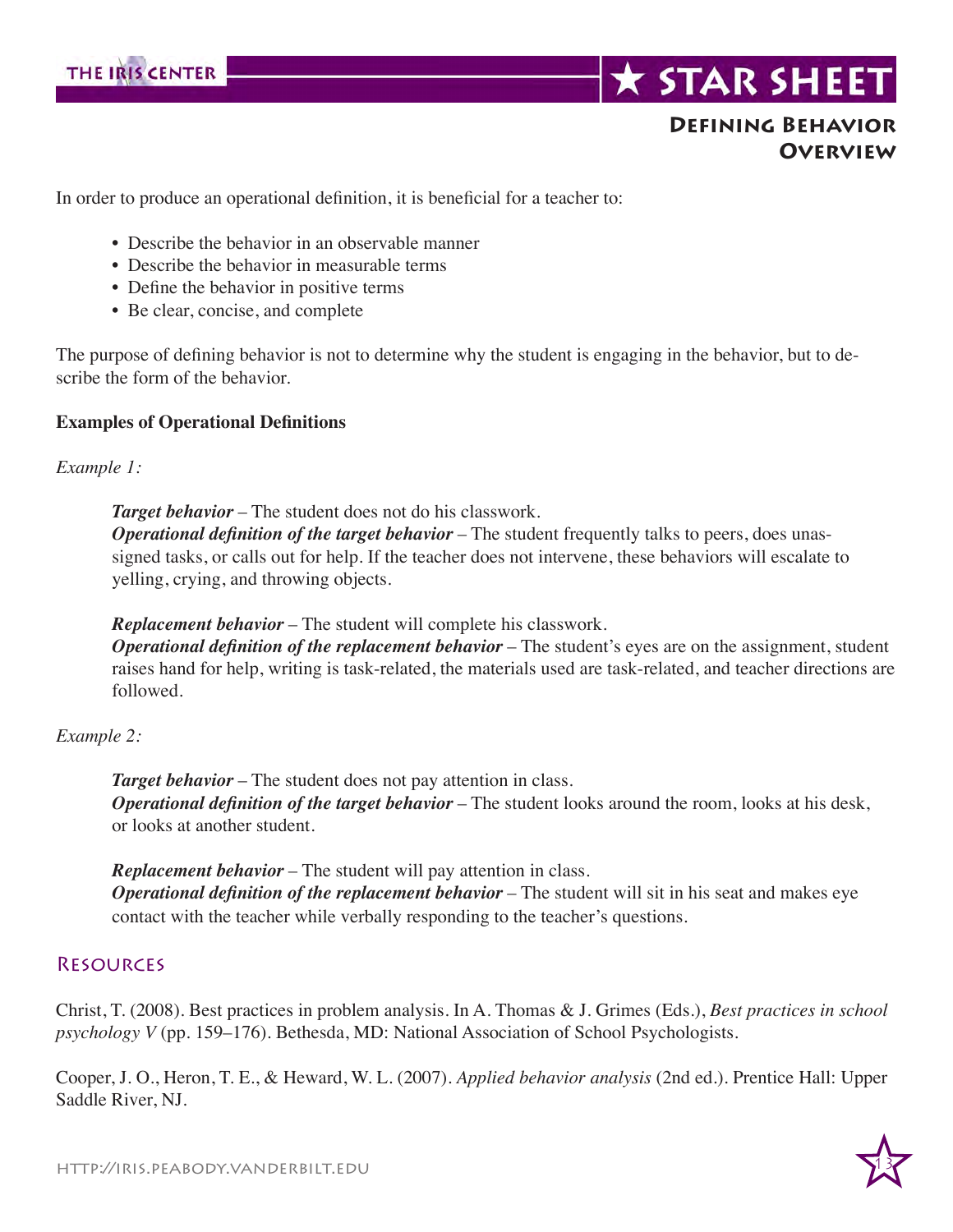# Defining Behavior Overview

In order to produce an operational definition, it is beneficial for a teacher to:

- Describe the behavior in an observable manner
- Describe the behavior in measurable terms
- Define the behavior in positive terms
- Be clear, concise, and complete

The purpose of defining behavior is not to determine why the student is engaging in the behavior, but to describe the form of the behavior.

**Examples of Operational Definitions**

*Example 1:*

> ***Target behavior*** – The student does not do his classwork.
> ***Operational definition of the target behavior*** – The student frequently talks to peers, does unassigned tasks, or calls out for help. If the teacher does not intervene, these behaviors will escalate to yelling, crying, and throwing objects.
>
> ***Replacement behavior*** – The student will complete his classwork.
> ***Operational definition of the replacement behavior*** – The student's eyes are on the assignment, student raises hand for help, writing is task-related, the materials used are task-related, and teacher directions are followed.

*Example 2:*

> ***Target behavior*** – The student does not pay attention in class.
> ***Operational definition of the target behavior*** – The student looks around the room, looks at his desk, or looks at another student.
>
> ***Replacement behavior*** – The student will pay attention in class.
> ***Operational definition of the replacement behavior*** – The student will sit in his seat and makes eye contact with the teacher while verbally responding to the teacher's questions.

## Resources

Christ, T. (2008). Best practices in problem analysis. In A. Thomas & J. Grimes (Eds.), *Best practices in school psychology V* (pp. 159–176). Bethesda, MD: National Association of School Psychologists.

Cooper, J. O., Heron, T. E., & Heward, W. L. (2007). *Applied behavior analysis* (2nd ed.). Prentice Hall: Upper Saddle River, NJ.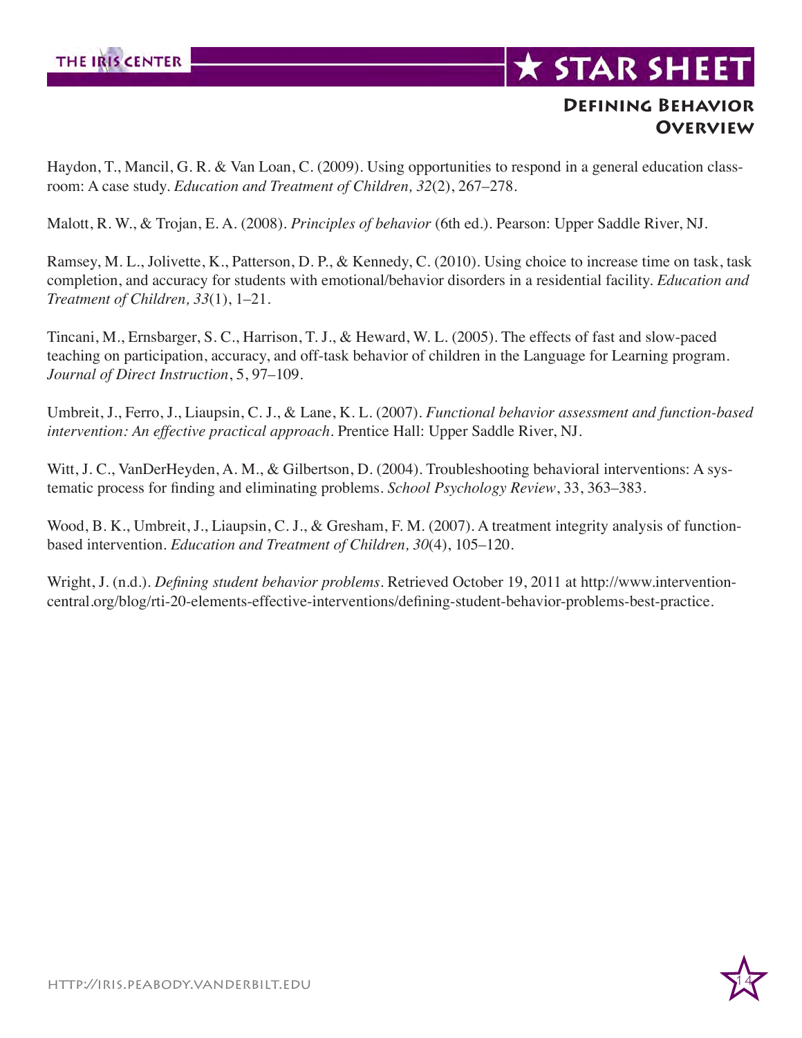Haydon, T., Mancil, G. R. & Van Loan, C. (2009). Using opportunities to respond in a general education classroom: A case study. *Education and Treatment of Children, 32*(2), 267–278.

Malott, R. W., & Trojan, E. A. (2008). *Principles of behavior* (6th ed.). Pearson: Upper Saddle River, NJ.

Ramsey, M. L., Jolivette, K., Patterson, D. P., & Kennedy, C. (2010). Using choice to increase time on task, task completion, and accuracy for students with emotional/behavior disorders in a residential facility. *Education and Treatment of Children, 33*(1), 1–21.

Tincani, M., Ernsbarger, S. C., Harrison, T. J., & Heward, W. L. (2005). The effects of fast and slow-paced teaching on participation, accuracy, and off-task behavior of children in the Language for Learning program. *Journal of Direct Instruction*, 5, 97–109.

Umbreit, J., Ferro, J., Liaupsin, C. J., & Lane, K. L. (2007). *Functional behavior assessment and function-based intervention: An effective practical approach*. Prentice Hall: Upper Saddle River, NJ.

Witt, J. C., VanDerHeyden, A. M., & Gilbertson, D. (2004). Troubleshooting behavioral interventions: A systematic process for finding and eliminating problems. *School Psychology Review*, 33, 363–383.

Wood, B. K., Umbreit, J., Liaupsin, C. J., & Gresham, F. M. (2007). A treatment integrity analysis of function-based intervention. *Education and Treatment of Children, 30*(4), 105–120.

Wright, J. (n.d.). *Defining student behavior problems*. Retrieved October 19, 2011 at http://www.interventioncentral.org/blog/rti-20-elements-effective-interventions/defining-student-behavior-problems-best-practice.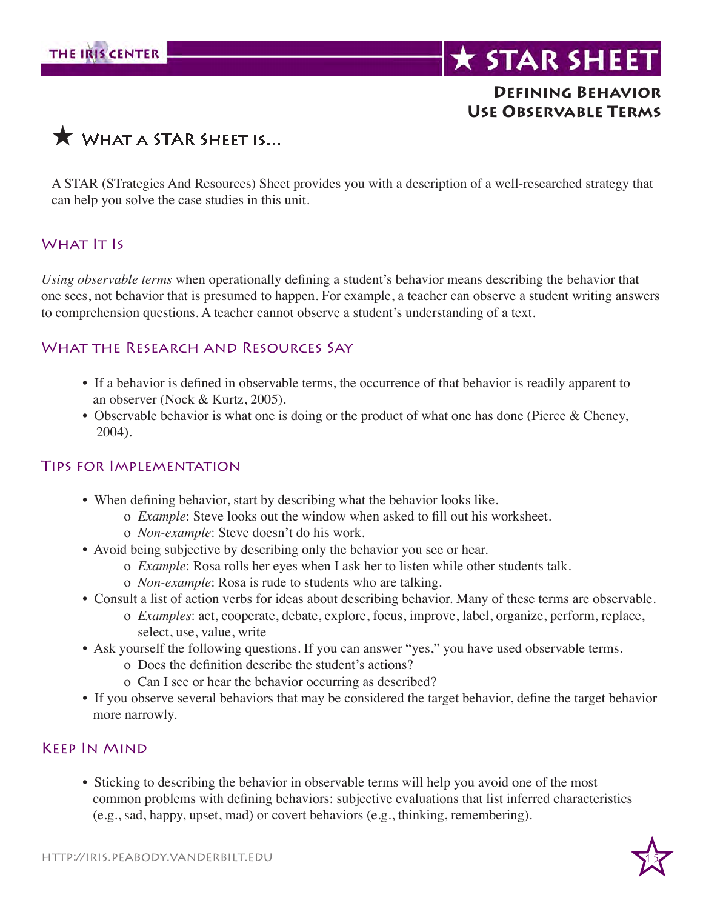# ★ STAR SHEET

## Defining Behavior
## Use Observable Terms

## ★ What a STAR Sheet is...

A STAR (STrategies And Resources) Sheet provides you with a description of a well-researched strategy that can help you solve the case studies in this unit.

### What It Is

*Using observable terms* when operationally defining a student's behavior means describing the behavior that one sees, not behavior that is presumed to happen. For example, a teacher can observe a student writing answers to comprehension questions. A teacher cannot observe a student's understanding of a text.

### What the Research and Resources Say

- If a behavior is defined in observable terms, the occurrence of that behavior is readily apparent to an observer (Nock & Kurtz, 2005).
- Observable behavior is what one is doing or the product of what one has done (Pierce & Cheney, 2004).

### Tips for Implementation

- When defining behavior, start by describing what the behavior looks like.
  - *Example*: Steve looks out the window when asked to fill out his worksheet.
  - *Non-example*: Steve doesn't do his work.
- Avoid being subjective by describing only the behavior you see or hear.
  - *Example*: Rosa rolls her eyes when I ask her to listen while other students talk.
  - *Non-example*: Rosa is rude to students who are talking.
- Consult a list of action verbs for ideas about describing behavior. Many of these terms are observable.
  - *Examples*: act, cooperate, debate, explore, focus, improve, label, organize, perform, replace, select, use, value, write
- Ask yourself the following questions. If you can answer "yes," you have used observable terms.
  - Does the definition describe the student's actions?
  - Can I see or hear the behavior occurring as described?
- If you observe several behaviors that may be considered the target behavior, define the target behavior more narrowly.

### Keep In Mind

- Sticking to describing the behavior in observable terms will help you avoid one of the most common problems with defining behaviors: subjective evaluations that list inferred characteristics (e.g., sad, happy, upset, mad) or covert behaviors (e.g., thinking, remembering).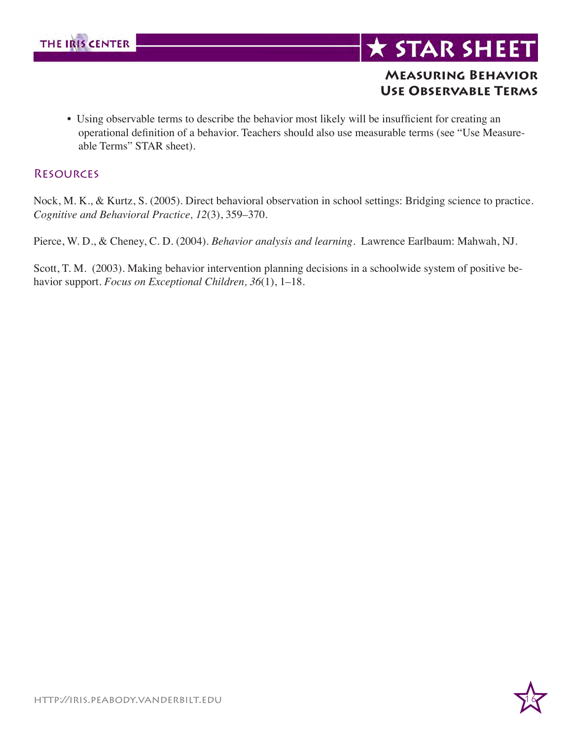- Using observable terms to describe the behavior most likely will be insufficient for creating an operational definition of a behavior. Teachers should also use measurable terms (see "Use Measureable Terms" STAR sheet).

## Resources

Nock, M. K., & Kurtz, S. (2005). Direct behavioral observation in school settings: Bridging science to practice. *Cognitive and Behavioral Practice, 12*(3), 359–370.

Pierce, W. D., & Cheney, C. D. (2004). *Behavior analysis and learning*. Lawrence Earlbaum: Mahwah, NJ.

Scott, T. M. (2003). Making behavior intervention planning decisions in a schoolwide system of positive behavior support. *Focus on Exceptional Children, 36*(1), 1–18.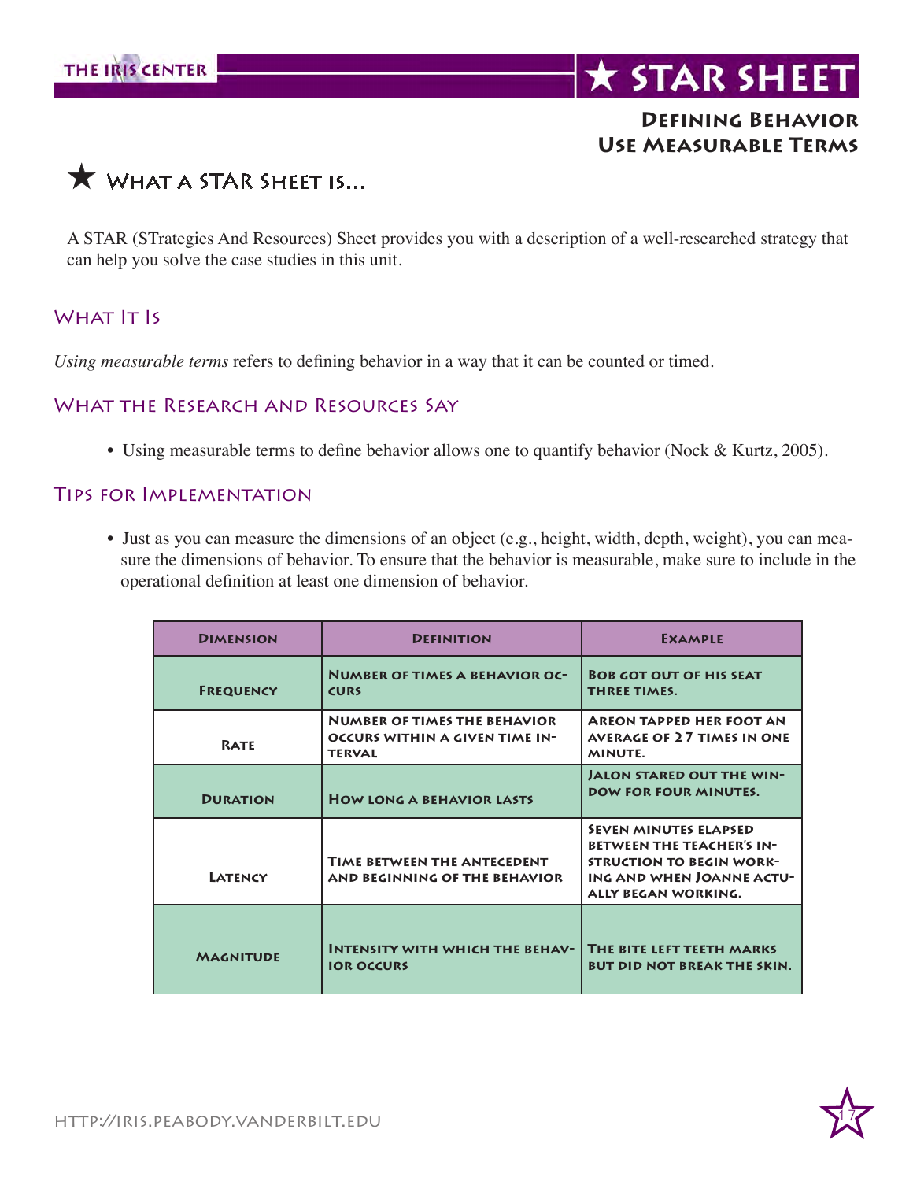# ★ STAR SHEET

## Defining Behavior
## Use Measurable Terms

## ★ What a STAR Sheet is...

A STAR (STrategies And Resources) Sheet provides you with a description of a well-researched strategy that can help you solve the case studies in this unit.

### What It Is

*Using measurable terms* refers to defining behavior in a way that it can be counted or timed.

### What the Research and Resources Say

- Using measurable terms to define behavior allows one to quantify behavior (Nock & Kurtz, 2005).

### Tips for Implementation

- Just as you can measure the dimensions of an object (e.g., height, width, depth, weight), you can measure the dimensions of behavior. To ensure that the behavior is measurable, make sure to include in the operational definition at least one dimension of behavior.

| Dimension | Definition | Example |
|---|---|---|
| Frequency | Number of times a behavior occurs | Bob got out of his seat three times. |
| Rate | Number of times the behavior occurs within a given time interval | Areon tapped her foot an average of 27 times in one minute. |
| Duration | How long a behavior lasts | Jalon stared out the window for four minutes. |
| Latency | Time between the antecedent and beginning of the behavior | Seven minutes elapsed between the teacher's instruction to begin working and when Joanne actually began working. |
| Magnitude | Intensity with which the behavior occurs | The bite left teeth marks but did not break the skin. |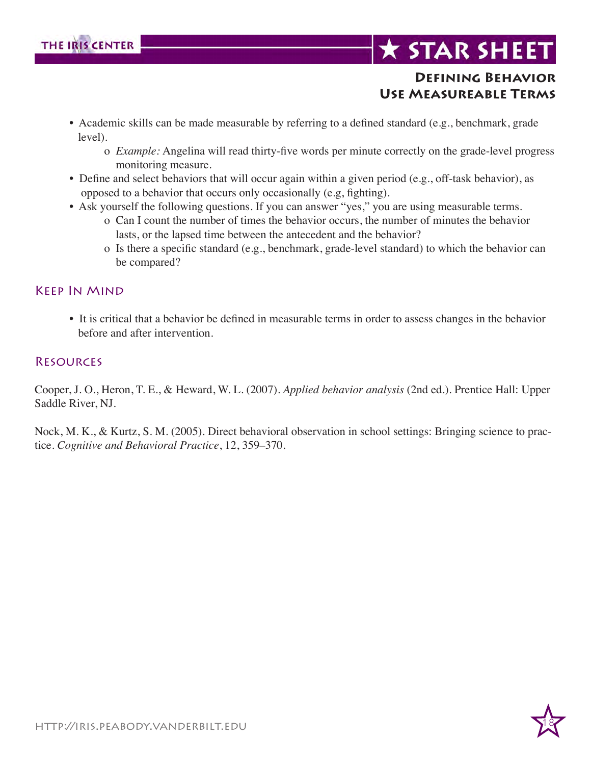# Defining Behavior
## Use Measureable Terms

- Academic skills can be made measurable by referring to a defined standard (e.g., benchmark, grade level).
  - *Example:* Angelina will read thirty-five words per minute correctly on the grade-level progress monitoring measure.
- Define and select behaviors that will occur again within a given period (e.g., off-task behavior), as opposed to a behavior that occurs only occasionally (e.g, fighting).
- Ask yourself the following questions. If you can answer "yes," you are using measurable terms.
  - Can I count the number of times the behavior occurs, the number of minutes the behavior lasts, or the lapsed time between the antecedent and the behavior?
  - Is there a specific standard (e.g., benchmark, grade-level standard) to which the behavior can be compared?

## Keep In Mind

- It is critical that a behavior be defined in measurable terms in order to assess changes in the behavior before and after intervention.

## Resources

Cooper, J. O., Heron, T. E., & Heward, W. L. (2007). *Applied behavior analysis* (2nd ed.). Prentice Hall: Upper Saddle River, NJ.

Nock, M. K., & Kurtz, S. M. (2005). Direct behavioral observation in school settings: Bringing science to practice. *Cognitive and Behavioral Practice*, 12, 359–370.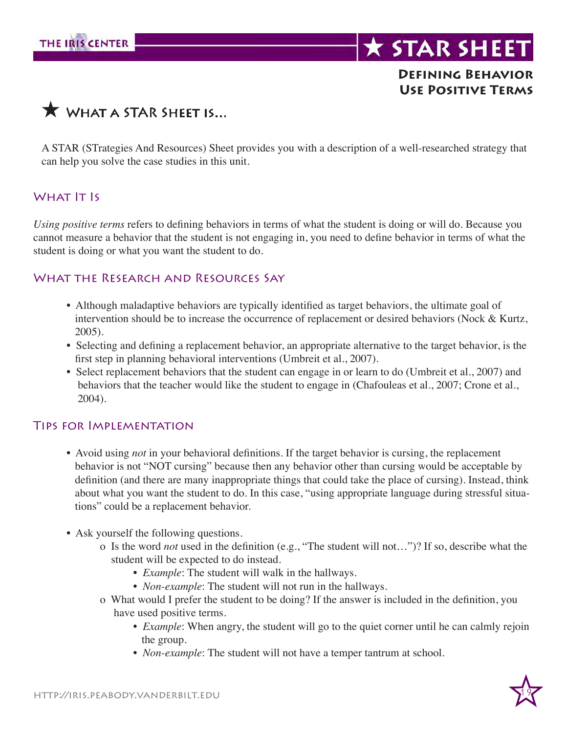# ★ STAR SHEET

## Defining Behavior
## Use Positive Terms

## ★ What a STAR Sheet is...

A STAR (STrategies And Resources) Sheet provides you with a description of a well-researched strategy that can help you solve the case studies in this unit.

### What It Is

*Using positive terms* refers to defining behaviors in terms of what the student is doing or will do. Because you cannot measure a behavior that the student is not engaging in, you need to define behavior in terms of what the student is doing or what you want the student to do.

### What the Research and Resources Say

- Although maladaptive behaviors are typically identified as target behaviors, the ultimate goal of intervention should be to increase the occurrence of replacement or desired behaviors (Nock & Kurtz, 2005).
- Selecting and defining a replacement behavior, an appropriate alternative to the target behavior, is the first step in planning behavioral interventions (Umbreit et al., 2007).
- Select replacement behaviors that the student can engage in or learn to do (Umbreit et al., 2007) and behaviors that the teacher would like the student to engage in (Chafouleas et al., 2007; Crone et al., 2004).

### Tips for Implementation

- Avoid using *not* in your behavioral definitions. If the target behavior is cursing, the replacement behavior is not "NOT cursing" because then any behavior other than cursing would be acceptable by definition (and there are many inappropriate things that could take the place of cursing). Instead, think about what you want the student to do. In this case, "using appropriate language during stressful situations" could be a replacement behavior.

- Ask yourself the following questions.
  - Is the word *not* used in the definition (e.g., "The student will not…")? If so, describe what the student will be expected to do instead.
    - *Example*: The student will walk in the hallways.
    - *Non-example*: The student will not run in the hallways.
  - What would I prefer the student to be doing? If the answer is included in the definition, you have used positive terms.
    - *Example*: When angry, the student will go to the quiet corner until he can calmly rejoin the group.
    - *Non-example*: The student will not have a temper tantrum at school.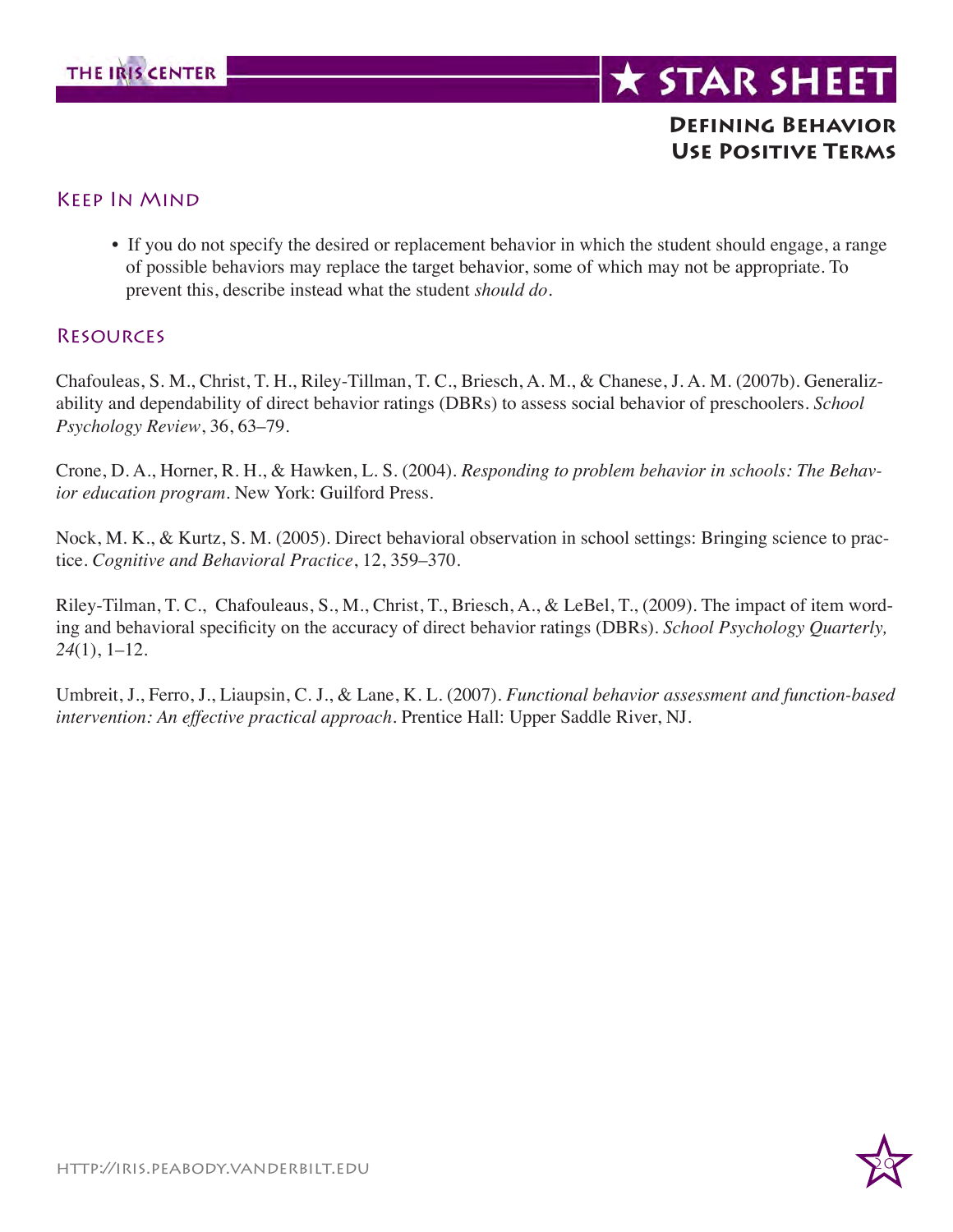## Defining Behavior
## Use Positive Terms

### Keep In Mind

- If you do not specify the desired or replacement behavior in which the student should engage, a range of possible behaviors may replace the target behavior, some of which may not be appropriate. To prevent this, describe instead what the student *should do*.

### Resources

Chafouleas, S. M., Christ, T. H., Riley-Tillman, T. C., Briesch, A. M., & Chanese, J. A. M. (2007b). Generalizability and dependability of direct behavior ratings (DBRs) to assess social behavior of preschoolers. *School Psychology Review*, 36, 63–79.

Crone, D. A., Horner, R. H., & Hawken, L. S. (2004). *Responding to problem behavior in schools: The Behavior education program*. New York: Guilford Press.

Nock, M. K., & Kurtz, S. M. (2005). Direct behavioral observation in school settings: Bringing science to practice. *Cognitive and Behavioral Practice*, 12, 359–370.

Riley-Tilman, T. C., Chafouleaus, S., M., Christ, T., Briesch, A., & LeBel, T., (2009). The impact of item wording and behavioral specificity on the accuracy of direct behavior ratings (DBRs). *School Psychology Quarterly, 24*(1), 1–12.

Umbreit, J., Ferro, J., Liaupsin, C. J., & Lane, K. L. (2007). *Functional behavior assessment and function-based intervention: An effective practical approach*. Prentice Hall: Upper Saddle River, NJ.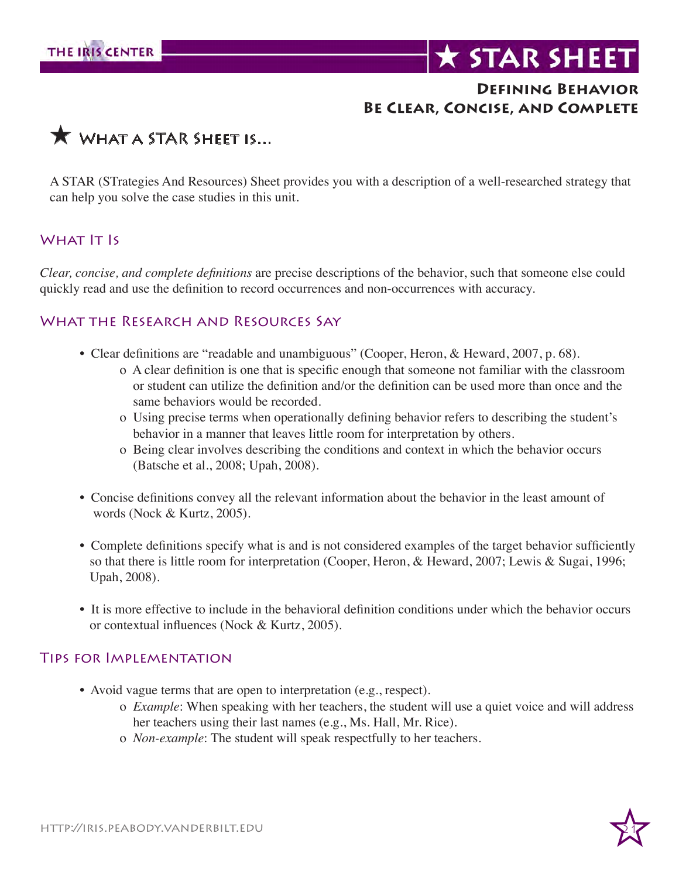# ★ STAR SHEET

## Defining Behavior
## Be Clear, Concise, and Complete

## ★ What a STAR Sheet is...

A STAR (STrategies And Resources) Sheet provides you with a description of a well-researched strategy that can help you solve the case studies in this unit.

### What It Is

*Clear, concise, and complete definitions* are precise descriptions of the behavior, such that someone else could quickly read and use the definition to record occurrences and non-occurrences with accuracy.

### What the Research and Resources Say

- Clear definitions are "readable and unambiguous" (Cooper, Heron, & Heward, 2007, p. 68).
  - A clear definition is one that is specific enough that someone not familiar with the classroom or student can utilize the definition and/or the definition can be used more than once and the same behaviors would be recorded.
  - Using precise terms when operationally defining behavior refers to describing the student's behavior in a manner that leaves little room for interpretation by others.
  - Being clear involves describing the conditions and context in which the behavior occurs (Batsche et al., 2008; Upah, 2008).

- Concise definitions convey all the relevant information about the behavior in the least amount of words (Nock & Kurtz, 2005).

- Complete definitions specify what is and is not considered examples of the target behavior sufficiently so that there is little room for interpretation (Cooper, Heron, & Heward, 2007; Lewis & Sugai, 1996; Upah, 2008).

- It is more effective to include in the behavioral definition conditions under which the behavior occurs or contextual influences (Nock & Kurtz, 2005).

### Tips for Implementation

- Avoid vague terms that are open to interpretation (e.g., respect).
  - *Example*: When speaking with her teachers, the student will use a quiet voice and will address her teachers using their last names (e.g., Ms. Hall, Mr. Rice).
  - *Non-example*: The student will speak respectfully to her teachers.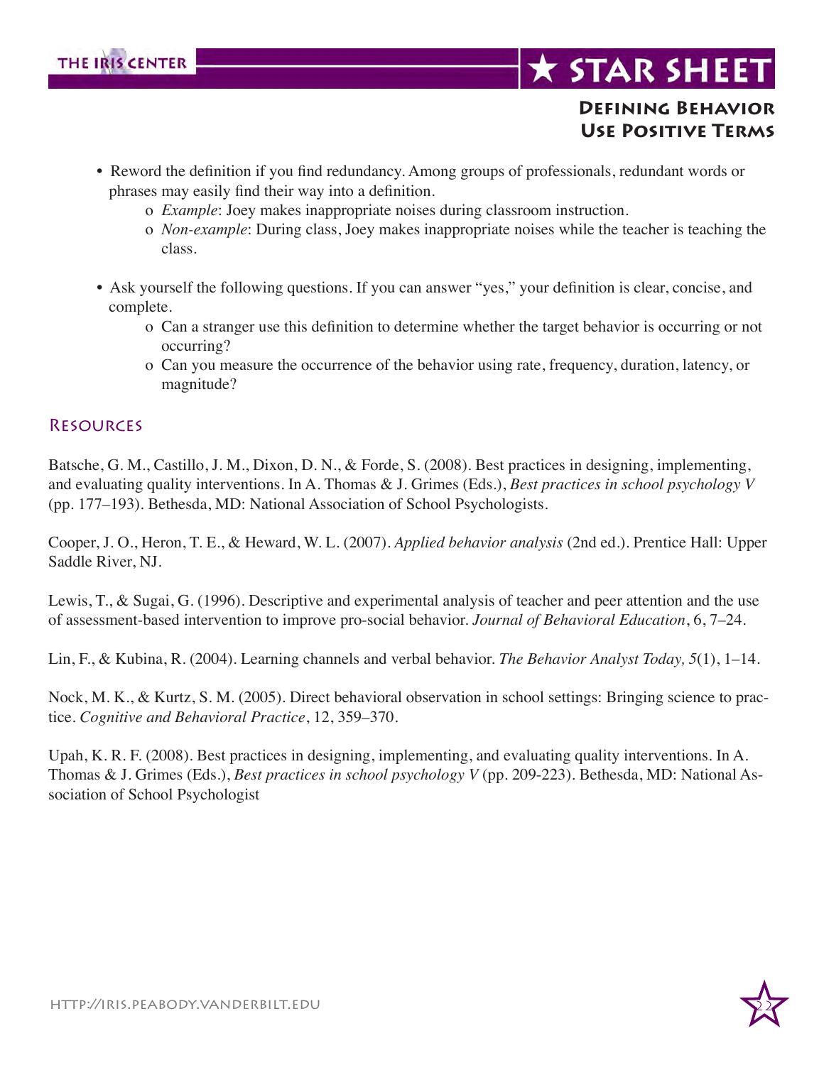## Defining Behavior
## Use Positive Terms

- Reword the definition if you find redundancy. Among groups of professionals, redundant words or phrases may easily find their way into a definition.
  - *Example*: Joey makes inappropriate noises during classroom instruction.
  - *Non-example*: During class, Joey makes inappropriate noises while the teacher is teaching the class.

- Ask yourself the following questions. If you can answer "yes," your definition is clear, concise, and complete.
  - Can a stranger use this definition to determine whether the target behavior is occurring or not occurring?
  - Can you measure the occurrence of the behavior using rate, frequency, duration, latency, or magnitude?

### Resources

Batsche, G. M., Castillo, J. M., Dixon, D. N., & Forde, S. (2008). Best practices in designing, implementing, and evaluating quality interventions. In A. Thomas & J. Grimes (Eds.), *Best practices in school psychology V* (pp. 177–193). Bethesda, MD: National Association of School Psychologists.

Cooper, J. O., Heron, T. E., & Heward, W. L. (2007). *Applied behavior analysis* (2nd ed.). Prentice Hall: Upper Saddle River, NJ.

Lewis, T., & Sugai, G. (1996). Descriptive and experimental analysis of teacher and peer attention and the use of assessment-based intervention to improve pro-social behavior. *Journal of Behavioral Education*, 6, 7–24.

Lin, F., & Kubina, R. (2004). Learning channels and verbal behavior. *The Behavior Analyst Today, 5*(1), 1–14.

Nock, M. K., & Kurtz, S. M. (2005). Direct behavioral observation in school settings: Bringing science to practice. *Cognitive and Behavioral Practice*, 12, 359–370.

Upah, K. R. F. (2008). Best practices in designing, implementing, and evaluating quality interventions. In A. Thomas & J. Grimes (Eds.), *Best practices in school psychology V* (pp. 209-223). Bethesda, MD: National Association of School Psychologist